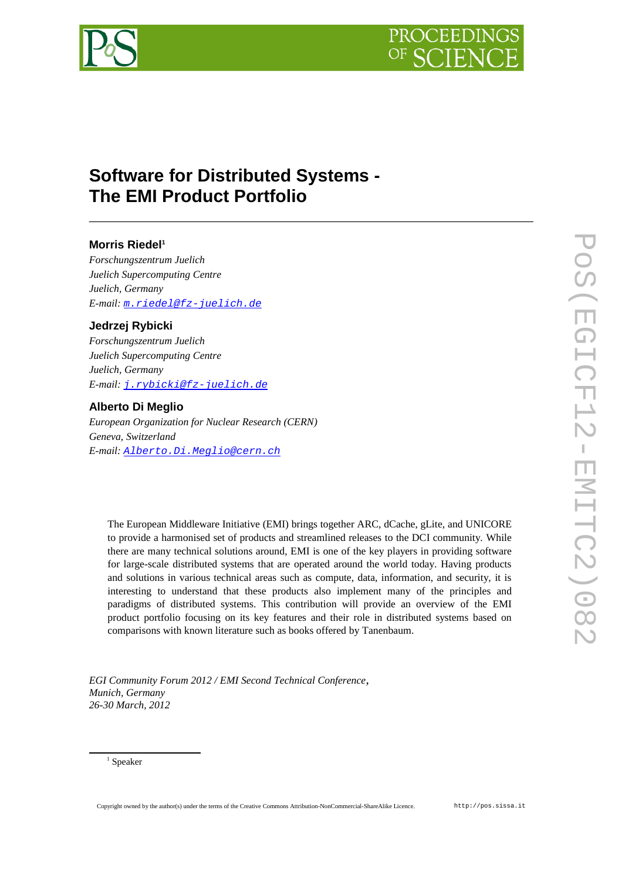# Software for Distributed Systems - The EMI Product Portfolio

**Morris Riedel**[1]

*Forschungszentrum Juelich*
*Juelich Supercomputing Centre*
*Juelich, Germany*
*E-mail:* m.riedel@fz-juelich.de

**Jedrzej Rybicki**

*Forschungszentrum Juelich*
*Juelich Supercomputing Centre*
*Juelich, Germany*
*E-mail:* j.rybicki@fz-juelich.de

**Alberto Di Meglio**

*European Organization for Nuclear Research (CERN)*
*Geneva, Switzerland*
*E-mail:* Alberto.Di.Meglio@cern.ch

The European Middleware Initiative (EMI) brings together ARC, dCache, gLite, and UNICORE to provide a harmonised set of products and streamlined releases to the DCI community. While there are many technical solutions around, EMI is one of the key players in providing software for large-scale distributed systems that are operated around the world today. Having products and solutions in various technical areas such as compute, data, information, and security, it is interesting to understand that these products also implement many of the principles and paradigms of distributed systems. This contribution will provide an overview of the EMI product portfolio focusing on its key features and their role in distributed systems based on comparisons with known literature such as books offered by Tanenbaum.

*EGI Community Forum 2012 / EMI Second Technical Conference*,
*Munich, Germany*
*26-30 March, 2012*

[1] Speaker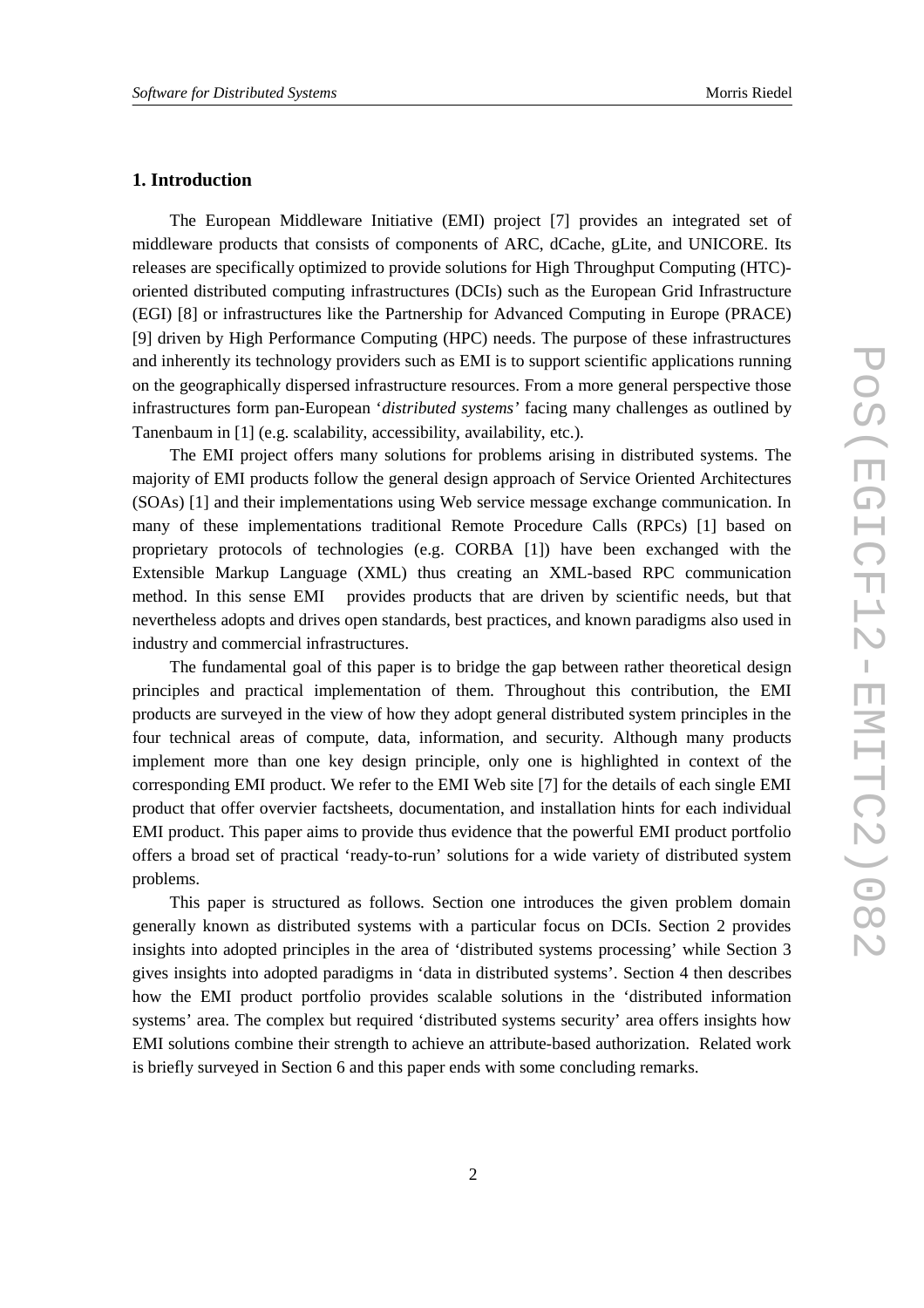## 1. Introduction

The European Middleware Initiative (EMI) project [7] provides an integrated set of middleware products that consists of components of ARC, dCache, gLite, and UNICORE. Its releases are specifically optimized to provide solutions for High Throughput Computing (HTC)-oriented distributed computing infrastructures (DCIs) such as the European Grid Infrastructure (EGI) [8] or infrastructures like the Partnership for Advanced Computing in Europe (PRACE) [9] driven by High Performance Computing (HPC) needs. The purpose of these infrastructures and inherently its technology providers such as EMI is to support scientific applications running on the geographically dispersed infrastructure resources. From a more general perspective those infrastructures form pan-European '*distributed systems*' facing many challenges as outlined by Tanenbaum in [1] (e.g. scalability, accessibility, availability, etc.).

The EMI project offers many solutions for problems arising in distributed systems. The majority of EMI products follow the general design approach of Service Oriented Architectures (SOAs) [1] and their implementations using Web service message exchange communication. In many of these implementations traditional Remote Procedure Calls (RPCs) [1] based on proprietary protocols of technologies (e.g. CORBA [1]) have been exchanged with the Extensible Markup Language (XML) thus creating an XML-based RPC communication method. In this sense EMI provides products that are driven by scientific needs, but that nevertheless adopts and drives open standards, best practices, and known paradigms also used in industry and commercial infrastructures.

The fundamental goal of this paper is to bridge the gap between rather theoretical design principles and practical implementation of them. Throughout this contribution, the EMI products are surveyed in the view of how they adopt general distributed system principles in the four technical areas of compute, data, information, and security. Although many products implement more than one key design principle, only one is highlighted in context of the corresponding EMI product. We refer to the EMI Web site [7] for the details of each single EMI product that offer overvier factsheets, documentation, and installation hints for each individual EMI product. This paper aims to provide thus evidence that the powerful EMI product portfolio offers a broad set of practical 'ready-to-run' solutions for a wide variety of distributed system problems.

This paper is structured as follows. Section one introduces the given problem domain generally known as distributed systems with a particular focus on DCIs. Section 2 provides insights into adopted principles in the area of 'distributed systems processing' while Section 3 gives insights into adopted paradigms in 'data in distributed systems'. Section 4 then describes how the EMI product portfolio provides scalable solutions in the 'distributed information systems' area. The complex but required 'distributed systems security' area offers insights how EMI solutions combine their strength to achieve an attribute-based authorization. Related work is briefly surveyed in Section 6 and this paper ends with some concluding remarks.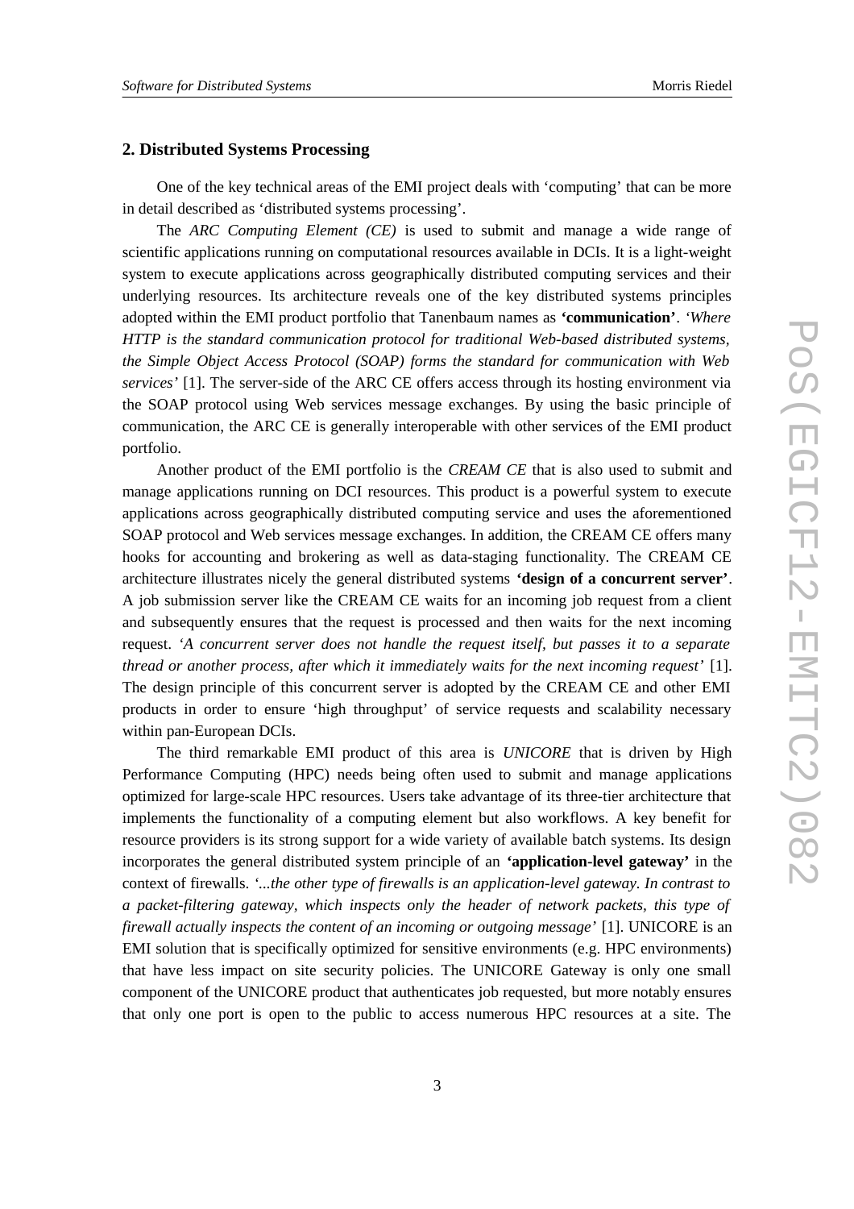## 2. Distributed Systems Processing

One of the key technical areas of the EMI project deals with 'computing' that can be more in detail described as 'distributed systems processing'.

The *ARC Computing Element (CE)* is used to submit and manage a wide range of scientific applications running on computational resources available in DCIs. It is a light-weight system to execute applications across geographically distributed computing services and their underlying resources. Its architecture reveals one of the key distributed systems principles adopted within the EMI product portfolio that Tanenbaum names as **'communication'**. *'Where HTTP is the standard communication protocol for traditional Web-based distributed systems, the Simple Object Access Protocol (SOAP) forms the standard for communication with Web services'* [1]. The server-side of the ARC CE offers access through its hosting environment via the SOAP protocol using Web services message exchanges. By using the basic principle of communication, the ARC CE is generally interoperable with other services of the EMI product portfolio.

Another product of the EMI portfolio is the *CREAM CE* that is also used to submit and manage applications running on DCI resources. This product is a powerful system to execute applications across geographically distributed computing service and uses the aforementioned SOAP protocol and Web services message exchanges. In addition, the CREAM CE offers many hooks for accounting and brokering as well as data-staging functionality. The CREAM CE architecture illustrates nicely the general distributed systems **'design of a concurrent server'**. A job submission server like the CREAM CE waits for an incoming job request from a client and subsequently ensures that the request is processed and then waits for the next incoming request. *'A concurrent server does not handle the request itself, but passes it to a separate thread or another process, after which it immediately waits for the next incoming request'* [1]. The design principle of this concurrent server is adopted by the CREAM CE and other EMI products in order to ensure 'high throughput' of service requests and scalability necessary within pan-European DCIs.

The third remarkable EMI product of this area is *UNICORE* that is driven by High Performance Computing (HPC) needs being often used to submit and manage applications optimized for large-scale HPC resources. Users take advantage of its three-tier architecture that implements the functionality of a computing element but also workflows. A key benefit for resource providers is its strong support for a wide variety of available batch systems. Its design incorporates the general distributed system principle of an **'application-level gateway'** in the context of firewalls. *'...the other type of firewalls is an application-level gateway. In contrast to a packet-filtering gateway, which inspects only the header of network packets, this type of firewall actually inspects the content of an incoming or outgoing message'* [1]. UNICORE is an EMI solution that is specifically optimized for sensitive environments (e.g. HPC environments) that have less impact on site security policies. The UNICORE Gateway is only one small component of the UNICORE product that authenticates job requested, but more notably ensures that only one port is open to the public to access numerous HPC resources at a site. The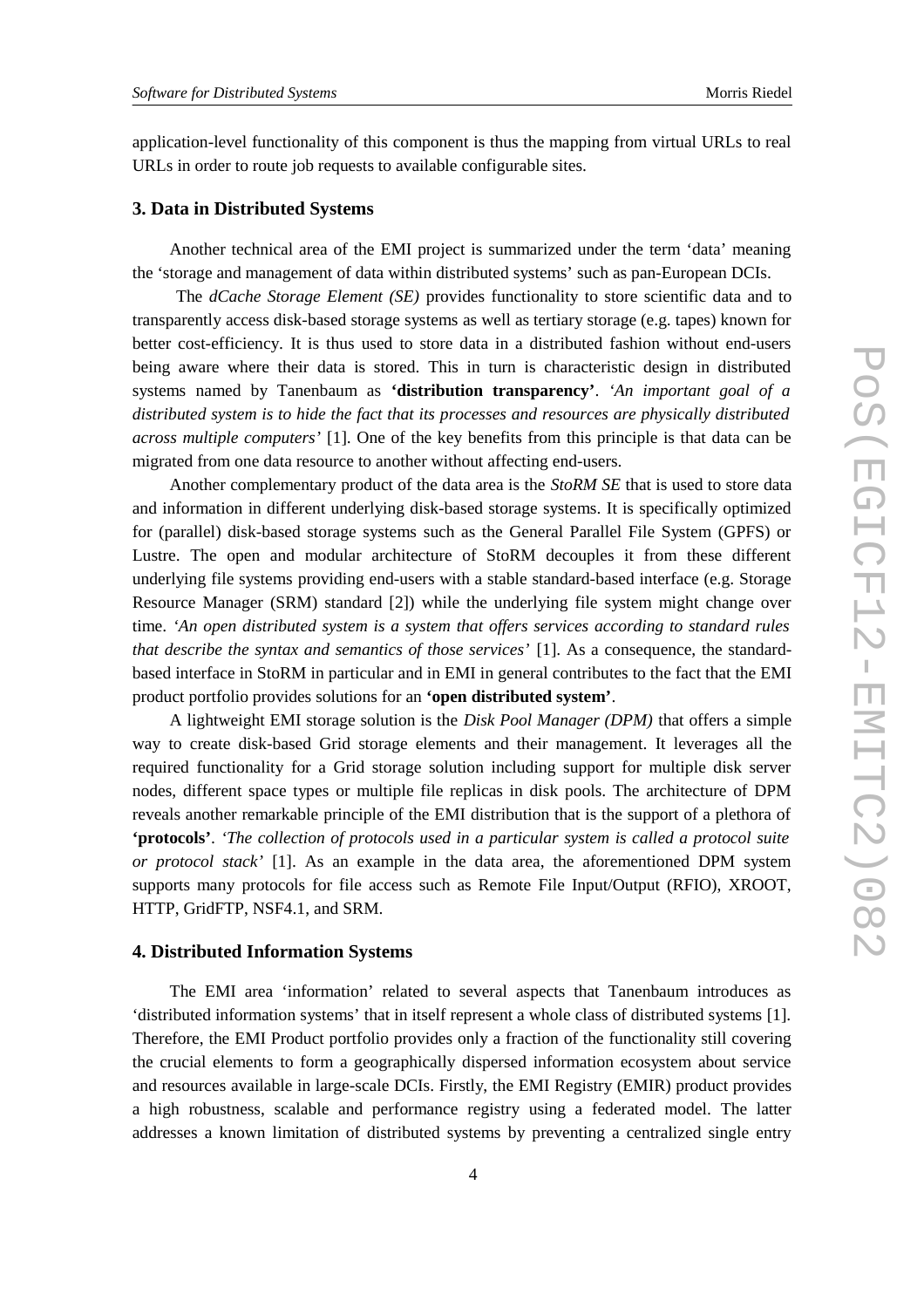application-level functionality of this component is thus the mapping from virtual URLs to real URLs in order to route job requests to available configurable sites.

## 3. Data in Distributed Systems

Another technical area of the EMI project is summarized under the term 'data' meaning the 'storage and management of data within distributed systems' such as pan-European DCIs.

The *dCache Storage Element (SE)* provides functionality to store scientific data and to transparently access disk-based storage systems as well as tertiary storage (e.g. tapes) known for better cost-efficiency. It is thus used to store data in a distributed fashion without end-users being aware where their data is stored. This in turn is characteristic design in distributed systems named by Tanenbaum as **'distribution transparency'**. *'An important goal of a distributed system is to hide the fact that its processes and resources are physically distributed across multiple computers'* [1]. One of the key benefits from this principle is that data can be migrated from one data resource to another without affecting end-users.

Another complementary product of the data area is the *StoRM SE* that is used to store data and information in different underlying disk-based storage systems. It is specifically optimized for (parallel) disk-based storage systems such as the General Parallel File System (GPFS) or Lustre. The open and modular architecture of StoRM decouples it from these different underlying file systems providing end-users with a stable standard-based interface (e.g. Storage Resource Manager (SRM) standard [2]) while the underlying file system might change over time. *'An open distributed system is a system that offers services according to standard rules that describe the syntax and semantics of those services'* [1]. As a consequence, the standard-based interface in StoRM in particular and in EMI in general contributes to the fact that the EMI product portfolio provides solutions for an **'open distributed system'**.

A lightweight EMI storage solution is the *Disk Pool Manager (DPM)* that offers a simple way to create disk-based Grid storage elements and their management. It leverages all the required functionality for a Grid storage solution including support for multiple disk server nodes, different space types or multiple file replicas in disk pools. The architecture of DPM reveals another remarkable principle of the EMI distribution that is the support of a plethora of **'protocols'**. *'The collection of protocols used in a particular system is called a protocol suite or protocol stack'* [1]. As an example in the data area, the aforementioned DPM system supports many protocols for file access such as Remote File Input/Output (RFIO), XROOT, HTTP, GridFTP, NSF4.1, and SRM.

## 4. Distributed Information Systems

The EMI area 'information' related to several aspects that Tanenbaum introduces as 'distributed information systems' that in itself represent a whole class of distributed systems [1]. Therefore, the EMI Product portfolio provides only a fraction of the functionality still covering the crucial elements to form a geographically dispersed information ecosystem about service and resources available in large-scale DCIs. Firstly, the EMI Registry (EMIR) product provides a high robustness, scalable and performance registry using a federated model. The latter addresses a known limitation of distributed systems by preventing a centralized single entry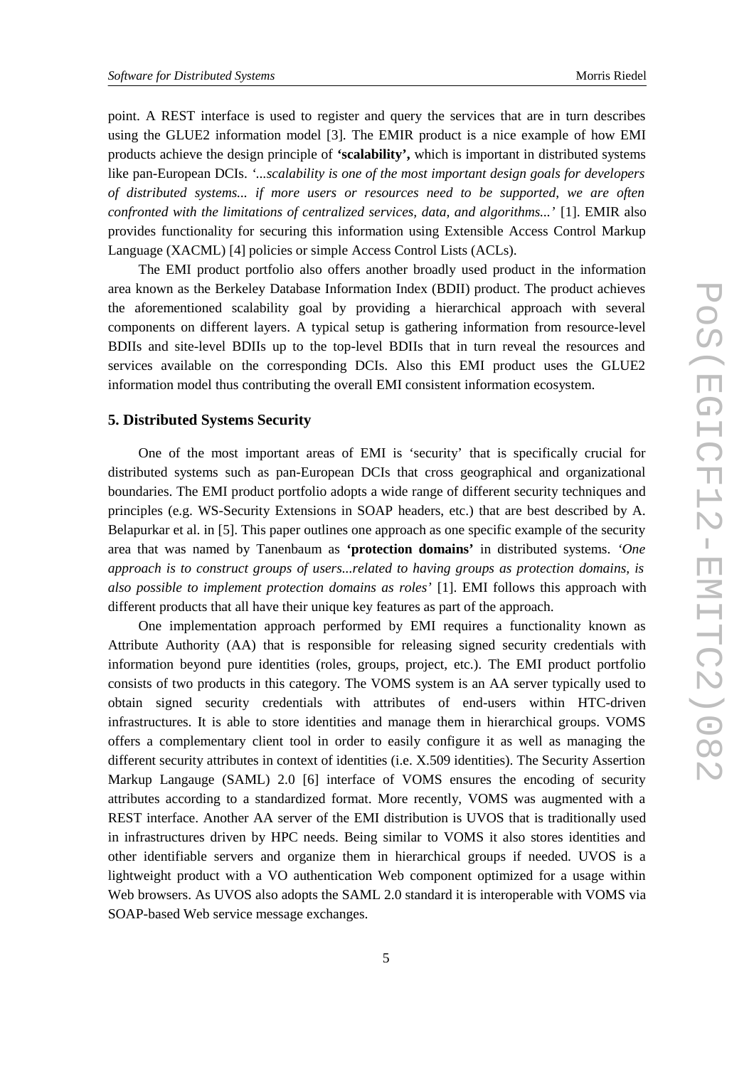point. A REST interface is used to register and query the services that are in turn describes using the GLUE2 information model [3]. The EMIR product is a nice example of how EMI products achieve the design principle of **'scalability',** which is important in distributed systems like pan-European DCIs. *'...scalability is one of the most important design goals for developers of distributed systems... if more users or resources need to be supported, we are often confronted with the limitations of centralized services, data, and algorithms...'* [1]. EMIR also provides functionality for securing this information using Extensible Access Control Markup Language (XACML) [4] policies or simple Access Control Lists (ACLs).

The EMI product portfolio also offers another broadly used product in the information area known as the Berkeley Database Information Index (BDII) product. The product achieves the aforementioned scalability goal by providing a hierarchical approach with several components on different layers. A typical setup is gathering information from resource-level BDIIs and site-level BDIIs up to the top-level BDIIs that in turn reveal the resources and services available on the corresponding DCIs. Also this EMI product uses the GLUE2 information model thus contributing the overall EMI consistent information ecosystem.

## 5. Distributed Systems Security

One of the most important areas of EMI is 'security' that is specifically crucial for distributed systems such as pan-European DCIs that cross geographical and organizational boundaries. The EMI product portfolio adopts a wide range of different security techniques and principles (e.g. WS-Security Extensions in SOAP headers, etc.) that are best described by A. Belapurkar et al. in [5]. This paper outlines one approach as one specific example of the security area that was named by Tanenbaum as **'protection domains'** in distributed systems. *'One approach is to construct groups of users...related to having groups as protection domains, is also possible to implement protection domains as roles'* [1]. EMI follows this approach with different products that all have their unique key features as part of the approach.

One implementation approach performed by EMI requires a functionality known as Attribute Authority (AA) that is responsible for releasing signed security credentials with information beyond pure identities (roles, groups, project, etc.). The EMI product portfolio consists of two products in this category. The VOMS system is an AA server typically used to obtain signed security credentials with attributes of end-users within HTC-driven infrastructures. It is able to store identities and manage them in hierarchical groups. VOMS offers a complementary client tool in order to easily configure it as well as managing the different security attributes in context of identities (i.e. X.509 identities). The Security Assertion Markup Langauge (SAML) 2.0 [6] interface of VOMS ensures the encoding of security attributes according to a standardized format. More recently, VOMS was augmented with a REST interface. Another AA server of the EMI distribution is UVOS that is traditionally used in infrastructures driven by HPC needs. Being similar to VOMS it also stores identities and other identifiable servers and organize them in hierarchical groups if needed. UVOS is a lightweight product with a VO authentication Web component optimized for a usage within Web browsers. As UVOS also adopts the SAML 2.0 standard it is interoperable with VOMS via SOAP-based Web service message exchanges.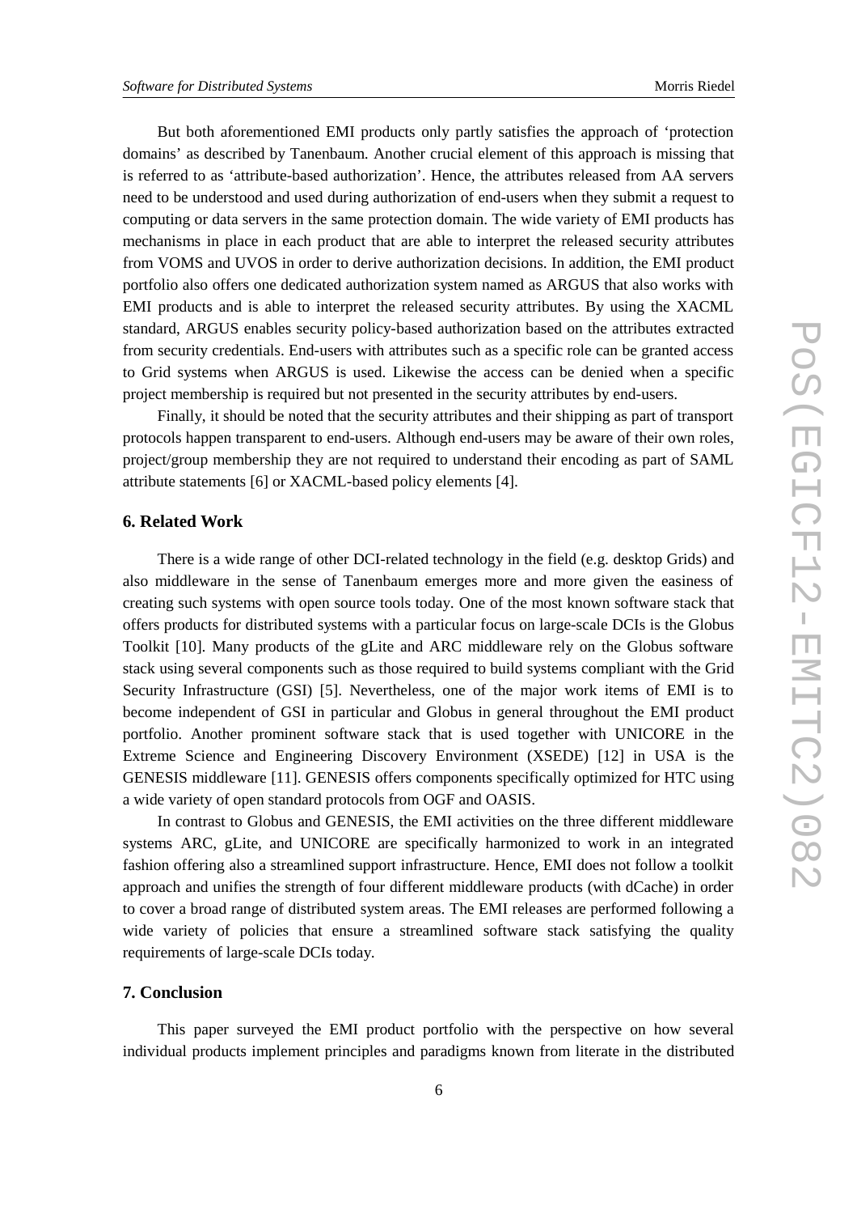But both aforementioned EMI products only partly satisfies the approach of 'protection domains' as described by Tanenbaum. Another crucial element of this approach is missing that is referred to as 'attribute-based authorization'. Hence, the attributes released from AA servers need to be understood and used during authorization of end-users when they submit a request to computing or data servers in the same protection domain. The wide variety of EMI products has mechanisms in place in each product that are able to interpret the released security attributes from VOMS and UVOS in order to derive authorization decisions. In addition, the EMI product portfolio also offers one dedicated authorization system named as ARGUS that also works with EMI products and is able to interpret the released security attributes. By using the XACML standard, ARGUS enables security policy-based authorization based on the attributes extracted from security credentials. End-users with attributes such as a specific role can be granted access to Grid systems when ARGUS is used. Likewise the access can be denied when a specific project membership is required but not presented in the security attributes by end-users.

Finally, it should be noted that the security attributes and their shipping as part of transport protocols happen transparent to end-users. Although end-users may be aware of their own roles, project/group membership they are not required to understand their encoding as part of SAML attribute statements [6] or XACML-based policy elements [4].

## 6. Related Work

There is a wide range of other DCI-related technology in the field (e.g. desktop Grids) and also middleware in the sense of Tanenbaum emerges more and more given the easiness of creating such systems with open source tools today. One of the most known software stack that offers products for distributed systems with a particular focus on large-scale DCIs is the Globus Toolkit [10]. Many products of the gLite and ARC middleware rely on the Globus software stack using several components such as those required to build systems compliant with the Grid Security Infrastructure (GSI) [5]. Nevertheless, one of the major work items of EMI is to become independent of GSI in particular and Globus in general throughout the EMI product portfolio. Another prominent software stack that is used together with UNICORE in the Extreme Science and Engineering Discovery Environment (XSEDE) [12] in USA is the GENESIS middleware [11]. GENESIS offers components specifically optimized for HTC using a wide variety of open standard protocols from OGF and OASIS.

In contrast to Globus and GENESIS, the EMI activities on the three different middleware systems ARC, gLite, and UNICORE are specifically harmonized to work in an integrated fashion offering also a streamlined support infrastructure. Hence, EMI does not follow a toolkit approach and unifies the strength of four different middleware products (with dCache) in order to cover a broad range of distributed system areas. The EMI releases are performed following a wide variety of policies that ensure a streamlined software stack satisfying the quality requirements of large-scale DCIs today.

## 7. Conclusion

This paper surveyed the EMI product portfolio with the perspective on how several individual products implement principles and paradigms known from literate in the distributed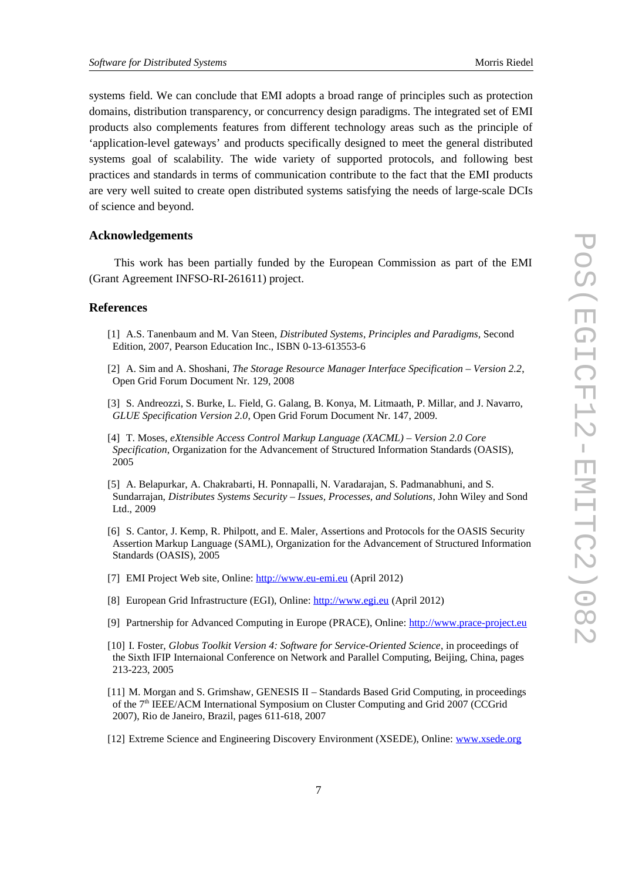systems field. We can conclude that EMI adopts a broad range of principles such as protection domains, distribution transparency, or concurrency design paradigms. The integrated set of EMI products also complements features from different technology areas such as the principle of 'application-level gateways' and products specifically designed to meet the general distributed systems goal of scalability. The wide variety of supported protocols, and following best practices and standards in terms of communication contribute to the fact that the EMI products are very well suited to create open distributed systems satisfying the needs of large-scale DCIs of science and beyond.

## Acknowledgements

This work has been partially funded by the European Commission as part of the EMI (Grant Agreement INFSO-RI-261611) project.

## References

[1] A.S. Tanenbaum and M. Van Steen, *Distributed Systems, Principles and Paradigms*, Second Edition, 2007, Pearson Education Inc., ISBN 0-13-613553-6

[2] A. Sim and A. Shoshani, *The Storage Resource Manager Interface Specification – Version 2.2*, Open Grid Forum Document Nr. 129, 2008

[3] S. Andreozzi, S. Burke, L. Field, G. Galang, B. Konya, M. Litmaath, P. Millar, and J. Navarro, *GLUE Specification Version 2.0*, Open Grid Forum Document Nr. 147, 2009.

[4] T. Moses, *eXtensible Access Control Markup Language (XACML) – Version 2.0 Core Specification*, Organization for the Advancement of Structured Information Standards (OASIS), 2005

[5] A. Belapurkar, A. Chakrabarti, H. Ponnapalli, N. Varadarajan, S. Padmanabhuni, and S. Sundarrajan, *Distributes Systems Security – Issues, Processes, and Solutions*, John Wiley and Sond Ltd., 2009

[6] S. Cantor, J. Kemp, R. Philpott, and E. Maler, Assertions and Protocols for the OASIS Security Assertion Markup Language (SAML), Organization for the Advancement of Structured Information Standards (OASIS), 2005

[7] EMI Project Web site, Online: http://www.eu-emi.eu (April 2012)

[8] European Grid Infrastructure (EGI), Online: http://www.egi.eu (April 2012)

[9] Partnership for Advanced Computing in Europe (PRACE), Online: http://www.prace-project.eu

[10] I. Foster, *Globus Toolkit Version 4: Software for Service-Oriented Science*, in proceedings of the Sixth IFIP Internaional Conference on Network and Parallel Computing, Beijing, China, pages 213-223, 2005

[11] M. Morgan and S. Grimshaw, GENESIS II – Standards Based Grid Computing, in proceedings of the 7th IEEE/ACM International Symposium on Cluster Computing and Grid 2007 (CCGrid 2007), Rio de Janeiro, Brazil, pages 611-618, 2007

[12] Extreme Science and Engineering Discovery Environment (XSEDE), Online: www.xsede.org